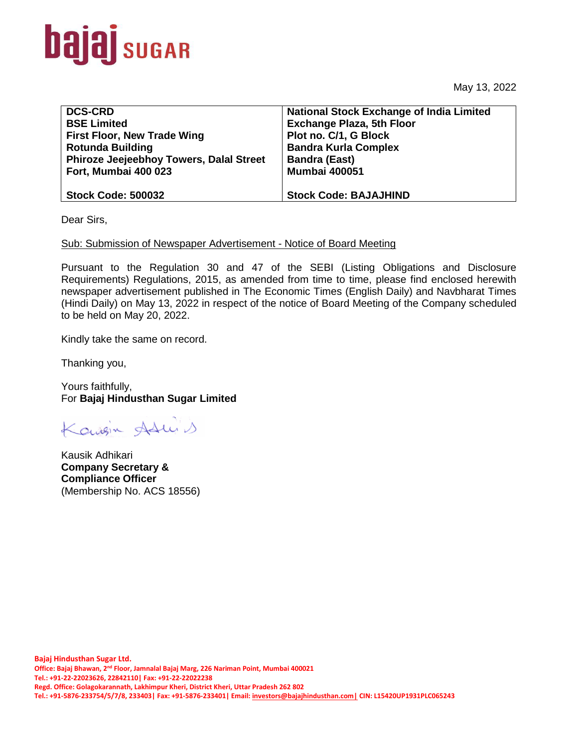**bajaj SUGAR**

May 13, 2022

| **DCS-CRD**<br>**BSE Limited**<br>**First Floor, New Trade Wing**<br>**Rotunda Building**<br>**Phiroze Jeejeebhoy Towers, Dalal Street**<br>**Fort, Mumbai 400 023**<br><br>**Stock Code: 500032** | **National Stock Exchange of India Limited**<br>**Exchange Plaza, 5th Floor**<br>**Plot no. C/1, G Block**<br>**Bandra Kurla Complex**<br>**Bandra (East)**<br>**Mumbai 400051**<br><br>**Stock Code: BAJAJHIND** |
|---|---|

Dear Sirs,

Sub: Submission of Newspaper Advertisement - Notice of Board Meeting

Pursuant to the Regulation 30 and 47 of the SEBI (Listing Obligations and Disclosure Requirements) Regulations, 2015, as amended from time to time, please find enclosed herewith newspaper advertisement published in The Economic Times (English Daily) and Navbharat Times (Hindi Daily) on May 13, 2022 in respect of the notice of Board Meeting of the Company scheduled to be held on May 20, 2022.

Kindly take the same on record.

Thanking you,

Yours faithfully,
For **Bajaj Hindusthan Sugar Limited**

Kausik Adhikari
**Company Secretary &**
**Compliance Officer**
(Membership No. ACS 18556)

**Bajaj Hindusthan Sugar Ltd.**
**Office: Bajaj Bhawan, 2nd Floor, Jamnalal Bajaj Marg, 226 Nariman Point, Mumbai 400021**
**Tel.: +91-22-22023626, 22842110| Fax: +91-22-22022238**
**Regd. Office: Golagokarannath, Lakhimpur Kheri, District Kheri, Uttar Pradesh 262 802**
**Tel.: +91-5876-233754/5/7/8, 233403| Fax: +91-5876-233401| Email: investors@bajajhindusthan.com| CIN: L15420UP1931PLC065243**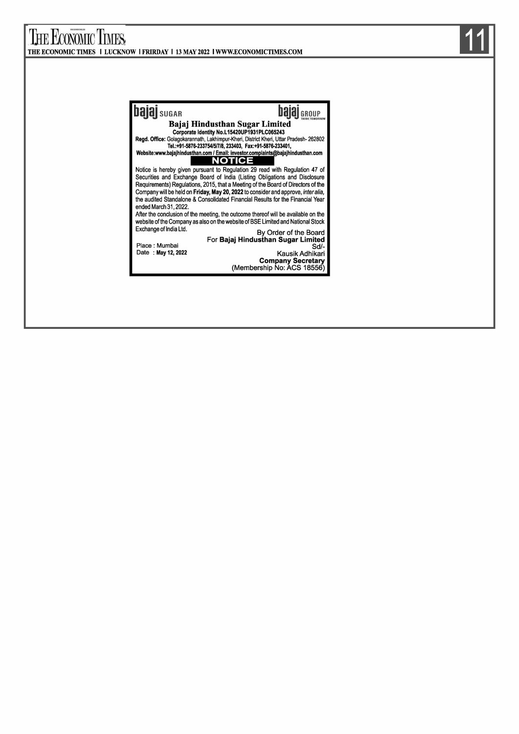bajaj SUGAR

bajaj GROUP THINK TOMORROW

# Bajaj Hindusthan Sugar Limited

**Corporate Identity No.L15420UP1931PLC065243**

**Regd. Office:** Golagokarannath, Lakhimpur-Kheri, District Kheri, Uttar Pradesh- 262802

**Tel.:+91-5876-233754/5/7/8, 233403, Fax:+91-5876-233401,**

**Website:www.bajajhindusthan.com / Email: investor.complaints@bajajhindusthan.com**

## NOTICE

Notice is hereby given pursuant to Regulation 29 read with Regulation 47 of Securities and Exchange Board of India (Listing Obligations and Disclosure Requirements) Regulations, 2015, that a Meeting of the Board of Directors of the Company will be held on **Friday, May 20, 2022** to consider and approve, *inter alia*, the audited Standalone & Consolidated Financial Results for the Financial Year ended March 31, 2022.

After the conclusion of the meeting, the outcome thereof will be available on the website of the Company as also on the website of BSE Limited and National Stock Exchange of India Ltd.

By Order of the Board
For **Bajaj Hindusthan Sugar Limited**
Sd/-
Kausik Adhikari
**Company Secretary**
(Membership No: ACS 18556)

Place : Mumbai
Date : **May 12, 2022**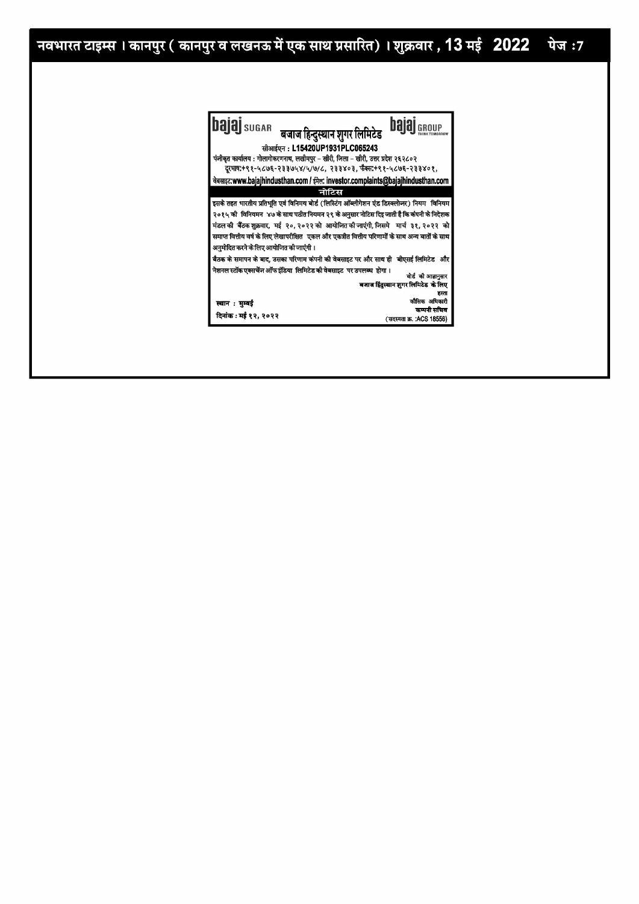नवभारत टाइम्स । कानपुर ( कानपुर व लखनऊ में एक साथ प्रसारित) । शुक्रवार , 13 मई 2022 पेज :7

**bajaj** SUGAR **बजाज हिन्दुस्थान शुगर लिमिटेड** **bajaj** GROUP THINK TOMORROW

सीआईएन : **L15420UP1931PLC065243**

पंजीकृत कार्यालय : गोलागोकरणनाथ, लखीमपुर - खीरी, जिला - खीरी, उत्तर प्रदेश २६२८०२

दूरभाषः+९१-५८७६-२३३७५४/५/७/८, २३३४०३, फैक्सः+९१-५८७६-२३३४०१,

वेबसाइटः**www.bajajhindusthan.com** / ईमेलः **investor.complaints@bajajhindusthan.com**

## नोटिस

इसके तहत भारतीय प्रतिभूति एवं विनिमय बोर्ड (लिस्टिंग ऑब्लीगेशन एंड डिस्क्लोजर) नियम विनियम २०१५ की विनियमन ४७ के साथ पठीत नियमन २९ के अनुसार नोटिस दिइ जाती है कि कंपनी के निदेशक मंडल की बैठक शुक्रवार, मई २०,२०२२ को आयोजित की जाएंगी, जिसमे मार्च ३१,२०२२ को समाप्त वित्तीय वर्ष के लिए लेखापरीक्षित एकल और एकत्रीत वित्तीय परिणामों के साथ अन्य बातों के साथ अनुमोदित करने के लिए आयोजित की जाएंगी।

बैठक के समापन के बाद, उसका परिणाम कंपनी की वेबसाइट पर और साथ ही बीएसई लिमिटेड और नेशनल स्टॉक एक्सचेंज ऑफ इंडिया लिमिटेड की वेबसाइट पर उपलब्ध होगा।

बोर्ड की आज्ञानुसार

**बजाज हिंदुस्थान शुगर लिमिटेड के लिए**

हस्ता

कौशिक अधिकारी

**कम्पनी सचिव**

(सदस्यता क्र. :ACS 18556)

**स्थान : मुम्बई**

**दिनांक : मई १२, २०२२**